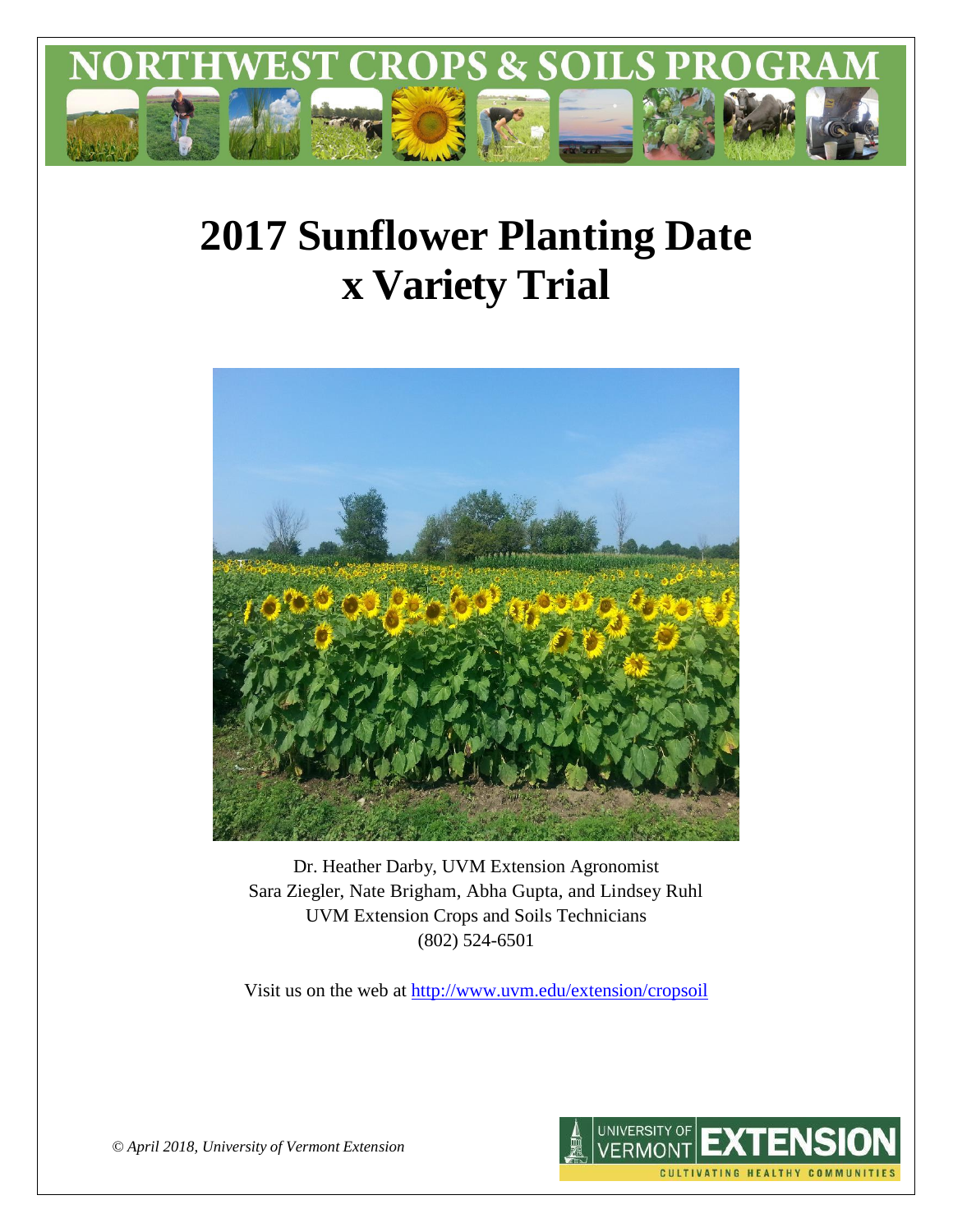NORTHWEST CROPS & SOILS PROGRAM

# 2017 Sunflower Planting Date x Variety Trial

Dr. Heather Darby, UVM Extension Agronomist
Sara Ziegler, Nate Brigham, Abha Gupta, and Lindsey Ruhl
UVM Extension Crops and Soils Technicians
(802) 524-6501

Visit us on the web at http://www.uvm.edu/extension/cropsoil

*© April 2018, University of Vermont Extension*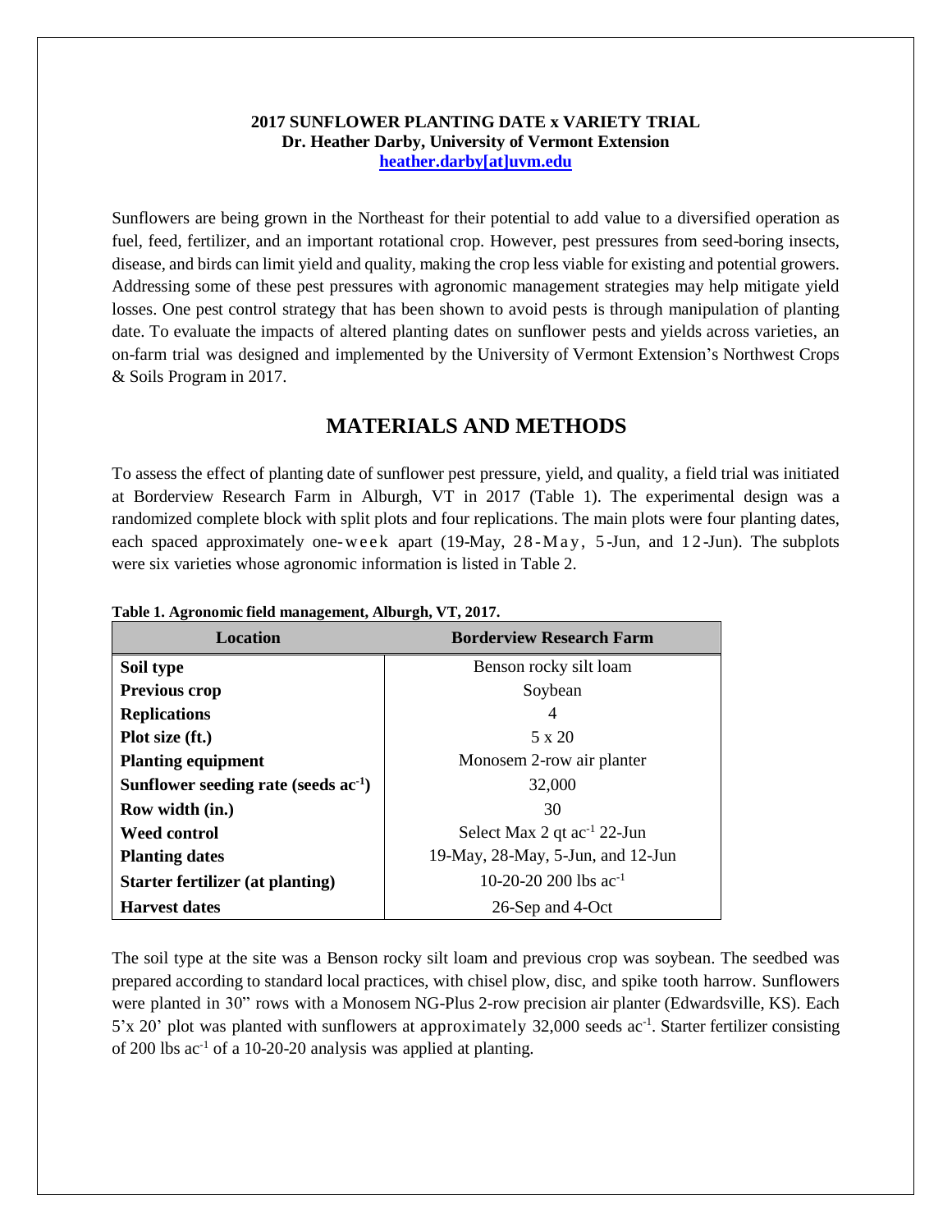**2017 SUNFLOWER PLANTING DATE x VARIETY TRIAL**
**Dr. Heather Darby, University of Vermont Extension**
**heather.darby[at]uvm.edu**

Sunflowers are being grown in the Northeast for their potential to add value to a diversified operation as fuel, feed, fertilizer, and an important rotational crop. However, pest pressures from seed-boring insects, disease, and birds can limit yield and quality, making the crop less viable for existing and potential growers. Addressing some of these pest pressures with agronomic management strategies may help mitigate yield losses. One pest control strategy that has been shown to avoid pests is through manipulation of planting date. To evaluate the impacts of altered planting dates on sunflower pests and yields across varieties, an on-farm trial was designed and implemented by the University of Vermont Extension's Northwest Crops & Soils Program in 2017.

## MATERIALS AND METHODS

To assess the effect of planting date of sunflower pest pressure, yield, and quality, a field trial was initiated at Borderview Research Farm in Alburgh, VT in 2017 (Table 1). The experimental design was a randomized complete block with split plots and four replications. The main plots were four planting dates, each spaced approximately one-week apart (19-May, 28-May, 5-Jun, and 12-Jun). The subplots were six varieties whose agronomic information is listed in Table 2.

**Table 1. Agronomic field management, Alburgh, VT, 2017.**

| Location | Borderview Research Farm |
|---|---|
| **Soil type** | Benson rocky silt loam |
| **Previous crop** | Soybean |
| **Replications** | 4 |
| **Plot size (ft.)** | 5 x 20 |
| **Planting equipment** | Monosem 2-row air planter |
| **Sunflower seeding rate (seeds ac$^{-1}$)** | 32,000 |
| **Row width (in.)** | 30 |
| **Weed control** | Select Max 2 qt ac$^{-1}$ 22-Jun |
| **Planting dates** | 19-May, 28-May, 5-Jun, and 12-Jun |
| **Starter fertilizer (at planting)** | 10-20-20 200 lbs ac$^{-1}$ |
| **Harvest dates** | 26-Sep and 4-Oct |

The soil type at the site was a Benson rocky silt loam and previous crop was soybean. The seedbed was prepared according to standard local practices, with chisel plow, disc, and spike tooth harrow. Sunflowers were planted in 30" rows with a Monosem NG-Plus 2-row precision air planter (Edwardsville, KS). Each 5'x 20' plot was planted with sunflowers at approximately 32,000 seeds ac$^{-1}$. Starter fertilizer consisting of 200 lbs ac$^{-1}$ of a 10-20-20 analysis was applied at planting.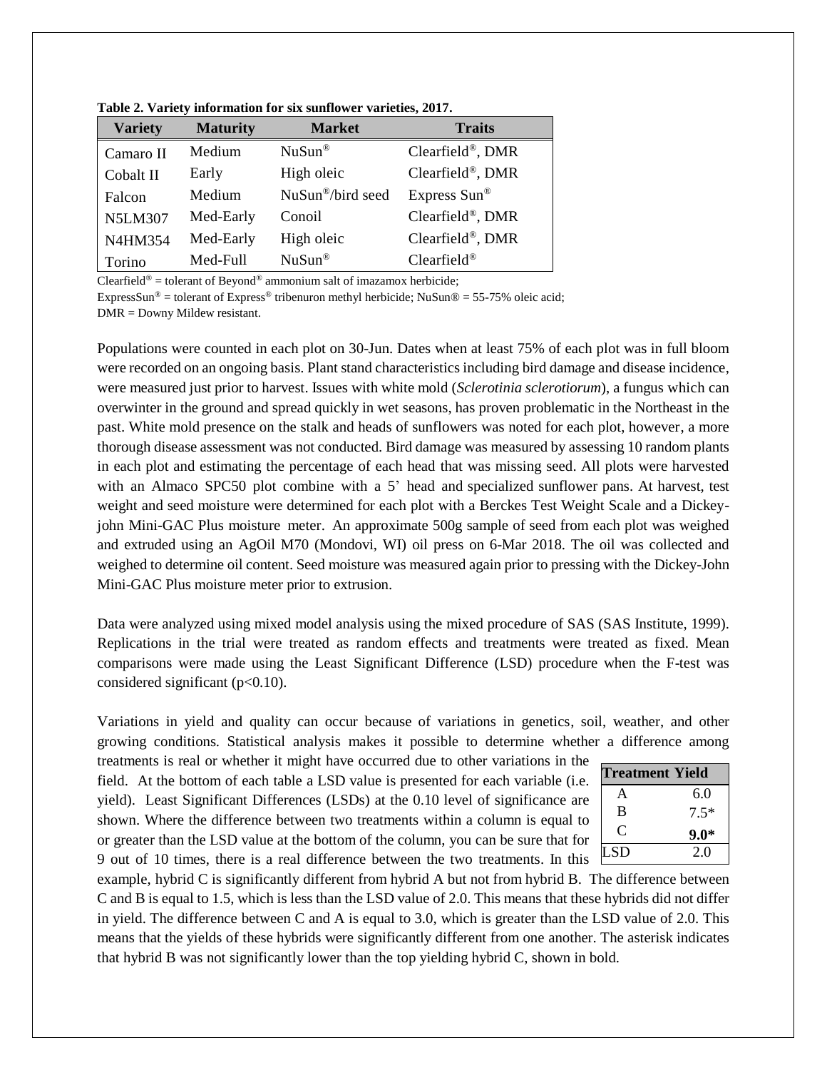**Table 2. Variety information for six sunflower varieties, 2017.**

| Variety | Maturity | Market | Traits |
|---|---|---|---|
| Camaro II | Medium | NuSun® | Clearfield®, DMR |
| Cobalt II | Early | High oleic | Clearfield®, DMR |
| Falcon | Medium | NuSun®/bird seed | Express Sun® |
| N5LM307 | Med-Early | Conoil | Clearfield®, DMR |
| N4HM354 | Med-Early | High oleic | Clearfield®, DMR |
| Torino | Med-Full | NuSun® | Clearfield® |

Clearfield® = tolerant of Beyond® ammonium salt of imazamox herbicide;
ExpressSun® = tolerant of Express® tribenuron methyl herbicide; NuSun® = 55-75% oleic acid;
DMR = Downy Mildew resistant.

Populations were counted in each plot on 30-Jun. Dates when at least 75% of each plot was in full bloom were recorded on an ongoing basis. Plant stand characteristics including bird damage and disease incidence, were measured just prior to harvest. Issues with white mold (*Sclerotinia sclerotiorum*), a fungus which can overwinter in the ground and spread quickly in wet seasons, has proven problematic in the Northeast in the past. White mold presence on the stalk and heads of sunflowers was noted for each plot, however, a more thorough disease assessment was not conducted. Bird damage was measured by assessing 10 random plants in each plot and estimating the percentage of each head that was missing seed. All plots were harvested with an Almaco SPC50 plot combine with a 5' head and specialized sunflower pans. At harvest, test weight and seed moisture were determined for each plot with a Berckes Test Weight Scale and a Dickey-john Mini-GAC Plus moisture meter. An approximate 500g sample of seed from each plot was weighed and extruded using an AgOil M70 (Mondovi, WI) oil press on 6-Mar 2018. The oil was collected and weighed to determine oil content. Seed moisture was measured again prior to pressing with the Dickey-John Mini-GAC Plus moisture meter prior to extrusion.

Data were analyzed using mixed model analysis using the mixed procedure of SAS (SAS Institute, 1999). Replications in the trial were treated as random effects and treatments were treated as fixed. Mean comparisons were made using the Least Significant Difference (LSD) procedure when the F-test was considered significant ($p<0.10$).

Variations in yield and quality can occur because of variations in genetics, soil, weather, and other growing conditions. Statistical analysis makes it possible to determine whether a difference among treatments is real or whether it might have occurred due to other variations in the field. At the bottom of each table a LSD value is presented for each variable (i.e. yield). Least Significant Differences (LSDs) at the 0.10 level of significance are shown. Where the difference between two treatments within a column is equal to or greater than the LSD value at the bottom of the column, you can be sure that for 9 out of 10 times, there is a real difference between the two treatments. In this example, hybrid C is significantly different from hybrid A but not from hybrid B. The difference between C and B is equal to 1.5, which is less than the LSD value of 2.0. This means that these hybrids did not differ in yield. The difference between C and A is equal to 3.0, which is greater than the LSD value of 2.0. This means that the yields of these hybrids were significantly different from one another. The asterisk indicates that hybrid B was not significantly lower than the top yielding hybrid C, shown in bold.

| Treatment | Yield |
|---|---|
| A | 6.0 |
| B | 7.5* |
| C | **9.0*** |
| LSD | 2.0 |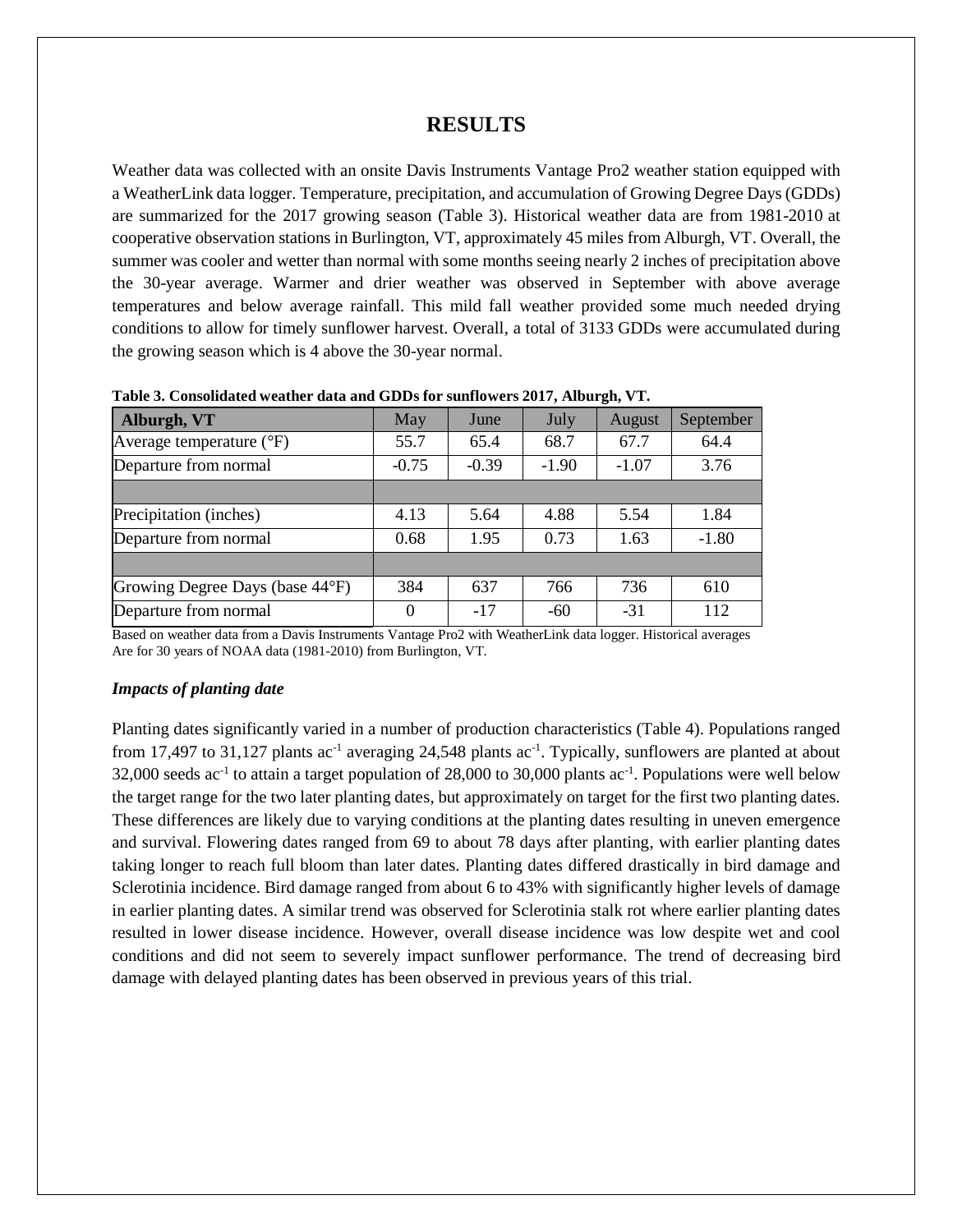# RESULTS

Weather data was collected with an onsite Davis Instruments Vantage Pro2 weather station equipped with a WeatherLink data logger. Temperature, precipitation, and accumulation of Growing Degree Days (GDDs) are summarized for the 2017 growing season (Table 3). Historical weather data are from 1981-2010 at cooperative observation stations in Burlington, VT, approximately 45 miles from Alburgh, VT. Overall, the summer was cooler and wetter than normal with some months seeing nearly 2 inches of precipitation above the 30-year average. Warmer and drier weather was observed in September with above average temperatures and below average rainfall. This mild fall weather provided some much needed drying conditions to allow for timely sunflower harvest. Overall, a total of 3133 GDDs were accumulated during the growing season which is 4 above the 30-year normal.

**Table 3. Consolidated weather data and GDDs for sunflowers 2017, Alburgh, VT.**

| Alburgh, VT | May | June | July | August | September |
|---|---|---|---|---|---|
| Average temperature (°F) | 55.7 | 65.4 | 68.7 | 67.7 | 64.4 |
| Departure from normal | -0.75 | -0.39 | -1.90 | -1.07 | 3.76 |
| | | | | | |
| Precipitation (inches) | 4.13 | 5.64 | 4.88 | 5.54 | 1.84 |
| Departure from normal | 0.68 | 1.95 | 0.73 | 1.63 | -1.80 |
| | | | | | |
| Growing Degree Days (base 44°F) | 384 | 637 | 766 | 736 | 610 |
| Departure from normal | 0 | -17 | -60 | -31 | 112 |

Based on weather data from a Davis Instruments Vantage Pro2 with WeatherLink data logger. Historical averages Are for 30 years of NOAA data (1981-2010) from Burlington, VT.

### *Impacts of planting date*

Planting dates significantly varied in a number of production characteristics (Table 4). Populations ranged from 17,497 to 31,127 plants $ac^{-1}$ averaging 24,548 plants $ac^{-1}$. Typically, sunflowers are planted at about 32,000 seeds $ac^{-1}$ to attain a target population of 28,000 to 30,000 plants $ac^{-1}$. Populations were well below the target range for the two later planting dates, but approximately on target for the first two planting dates. These differences are likely due to varying conditions at the planting dates resulting in uneven emergence and survival. Flowering dates ranged from 69 to about 78 days after planting, with earlier planting dates taking longer to reach full bloom than later dates. Planting dates differed drastically in bird damage and Sclerotinia incidence. Bird damage ranged from about 6 to 43% with significantly higher levels of damage in earlier planting dates. A similar trend was observed for Sclerotinia stalk rot where earlier planting dates resulted in lower disease incidence. However, overall disease incidence was low despite wet and cool conditions and did not seem to severely impact sunflower performance. The trend of decreasing bird damage with delayed planting dates has been observed in previous years of this trial.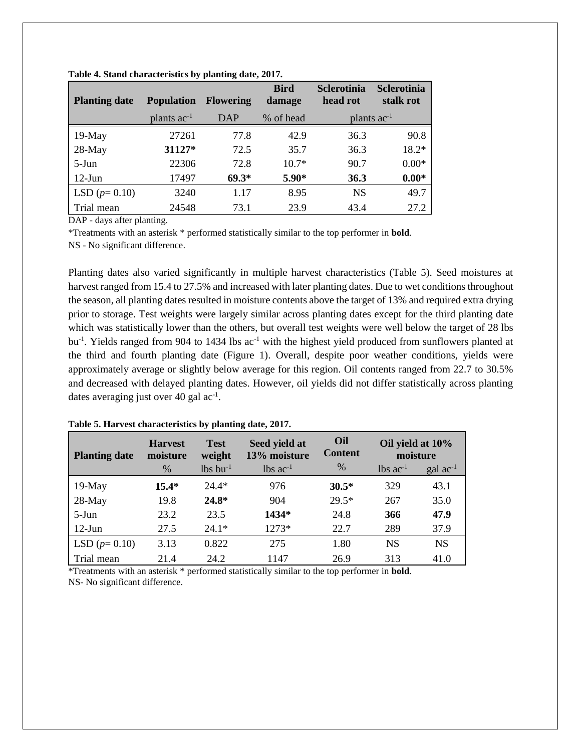**Table 4. Stand characteristics by planting date, 2017.**

| Planting date | Population | Flowering | Bird damage | Sclerotinia head rot | Sclerotinia stalk rot |
|---|---|---|---|---|---|
| | plants ac$^{-1}$ | DAP | % of head | plants ac$^{-1}$ | |
| 19-May | 27261 | 77.8 | 42.9 | 36.3 | 90.8 |
| 28-May | **31127*** | 72.5 | 35.7 | 36.3 | 18.2* |
| 5-Jun | 22306 | 72.8 | 10.7* | 90.7 | 0.00* |
| 12-Jun | 17497 | **69.3*** | **5.90*** | **36.3** | **0.00*** |
| LSD ($p$= 0.10) | 3240 | 1.17 | 8.95 | NS | 49.7 |
| Trial mean | 24548 | 73.1 | 23.9 | 43.4 | 27.2 |

DAP - days after planting.

*Treatments with an asterisk * performed statistically similar to the top performer in **bold**.

NS - No significant difference.

Planting dates also varied significantly in multiple harvest characteristics (Table 5). Seed moistures at harvest ranged from 15.4 to 27.5% and increased with later planting dates. Due to wet conditions throughout the season, all planting dates resulted in moisture contents above the target of 13% and required extra drying prior to storage. Test weights were largely similar across planting dates except for the third planting date which was statistically lower than the others, but overall test weights were well below the target of 28 lbs bu$^{-1}$. Yields ranged from 904 to 1434 lbs ac$^{-1}$ with the highest yield produced from sunflowers planted at the third and fourth planting date (Figure 1). Overall, despite poor weather conditions, yields were approximately average or slightly below average for this region. Oil contents ranged from 22.7 to 30.5% and decreased with delayed planting dates. However, oil yields did not differ statistically across planting dates averaging just over 40 gal ac$^{-1}$.

**Table 5. Harvest characteristics by planting date, 2017.**

| Planting date | Harvest moisture | Test weight | Seed yield at 13% moisture | Oil Content | Oil yield at 10% moisture | |
|---|---|---|---|---|---|---|
| | % | lbs bu$^{-1}$ | lbs ac$^{-1}$ | % | lbs ac$^{-1}$ | gal ac$^{-1}$ |
| 19-May | **15.4*** | 24.4* | 976 | **30.5*** | 329 | 43.1 |
| 28-May | 19.8 | **24.8*** | 904 | 29.5* | 267 | 35.0 |
| 5-Jun | 23.2 | 23.5 | **1434*** | 24.8 | **366** | **47.9** |
| 12-Jun | 27.5 | 24.1* | 1273* | 22.7 | 289 | 37.9 |
| LSD ($p$= 0.10) | 3.13 | 0.822 | 275 | 1.80 | NS | NS |
| Trial mean | 21.4 | 24.2 | 1147 | 26.9 | 313 | 41.0 |

*Treatments with an asterisk * performed statistically similar to the top performer in **bold**.

NS- No significant difference.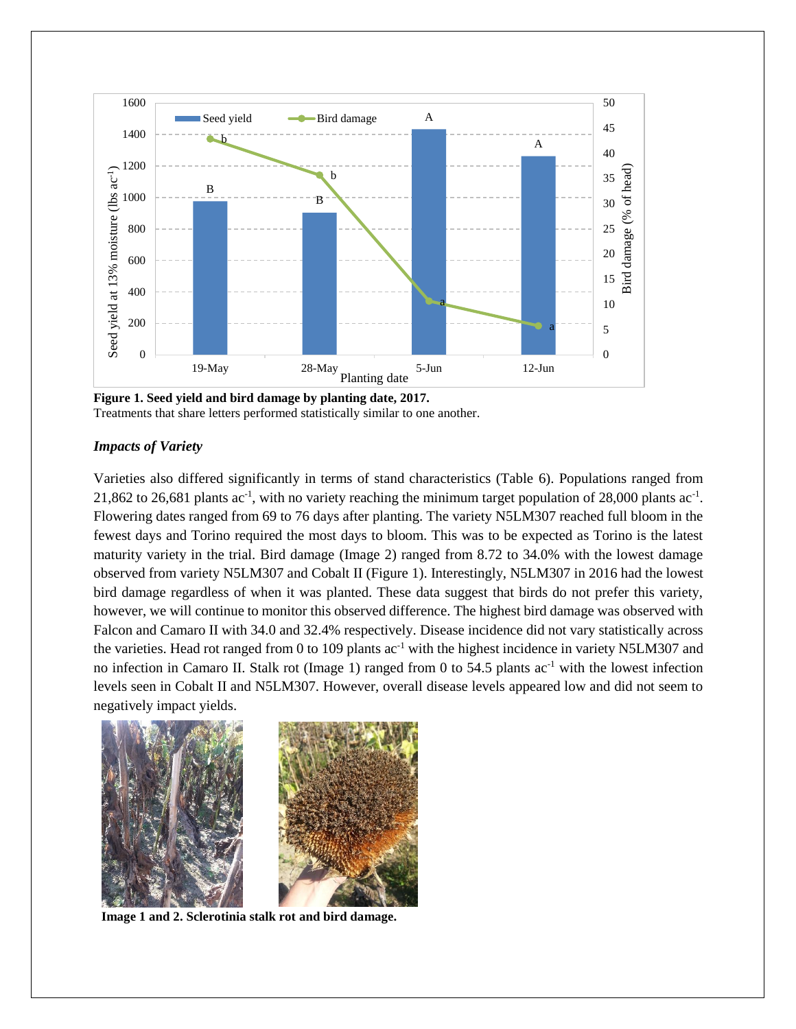**Figure 1. Seed yield and bird damage by planting date, 2017.**
Treatments that share letters performed statistically similar to one another.

### *Impacts of Variety*

Varieties also differed significantly in terms of stand characteristics (Table 6). Populations ranged from 21,862 to 26,681 plants ac$^{-1}$, with no variety reaching the minimum target population of 28,000 plants ac$^{-1}$. Flowering dates ranged from 69 to 76 days after planting. The variety N5LM307 reached full bloom in the fewest days and Torino required the most days to bloom. This was to be expected as Torino is the latest maturity variety in the trial. Bird damage (Image 2) ranged from 8.72 to 34.0% with the lowest damage observed from variety N5LM307 and Cobalt II (Figure 1). Interestingly, N5LM307 in 2016 had the lowest bird damage regardless of when it was planted. These data suggest that birds do not prefer this variety, however, we will continue to monitor this observed difference. The highest bird damage was observed with Falcon and Camaro II with 34.0 and 32.4% respectively. Disease incidence did not vary statistically across the varieties. Head rot ranged from 0 to 109 plants ac$^{-1}$ with the highest incidence in variety N5LM307 and no infection in Camaro II. Stalk rot (Image 1) ranged from 0 to 54.5 plants ac$^{-1}$ with the lowest infection levels seen in Cobalt II and N5LM307. However, overall disease levels appeared low and did not seem to negatively impact yields.

**Image 1 and 2. Sclerotinia stalk rot and bird damage.**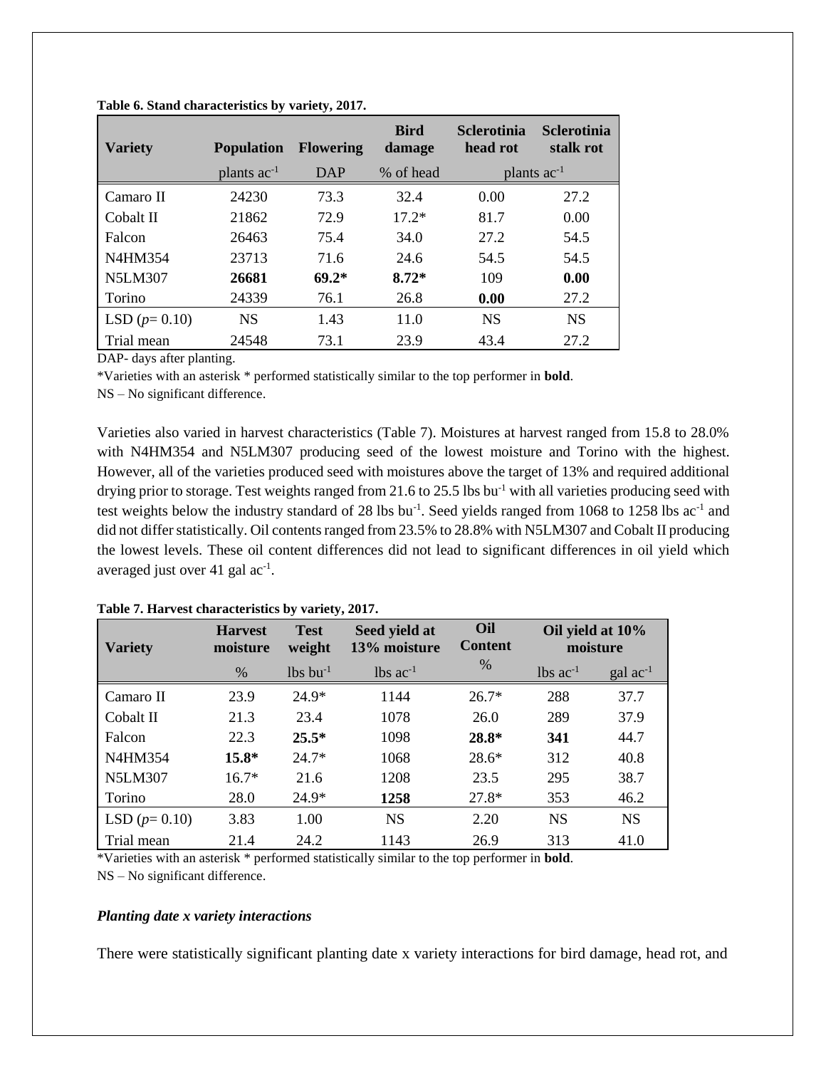**Table 6. Stand characteristics by variety, 2017.**

| Variety | Population | Flowering | Bird damage | Sclerotinia head rot | Sclerotinia stalk rot |
|---|---|---|---|---|---|
| | plants $ac^{-1}$ | DAP | % of head | plants $ac^{-1}$ | |
| Camaro II | 24230 | 73.3 | 32.4 | 0.00 | 27.2 |
| Cobalt II | 21862 | 72.9 | 17.2* | 81.7 | 0.00 |
| Falcon | 26463 | 75.4 | 34.0 | 27.2 | 54.5 |
| N4HM354 | 23713 | 71.6 | 24.6 | 54.5 | 54.5 |
| N5LM307 | **26681** | **69.2*** | **8.72*** | 109 | **0.00** |
| Torino | 24339 | 76.1 | 26.8 | **0.00** | 27.2 |
| LSD ($p$= 0.10) | NS | 1.43 | 11.0 | NS | NS |
| Trial mean | 24548 | 73.1 | 23.9 | 43.4 | 27.2 |

DAP- days after planting.

*Varieties with an asterisk * performed statistically similar to the top performer in **bold**.

NS – No significant difference.

Varieties also varied in harvest characteristics (Table 7). Moistures at harvest ranged from 15.8 to 28.0% with N4HM354 and N5LM307 producing seed of the lowest moisture and Torino with the highest. However, all of the varieties produced seed with moistures above the target of 13% and required additional drying prior to storage. Test weights ranged from 21.6 to 25.5 lbs $bu^{-1}$ with all varieties producing seed with test weights below the industry standard of 28 lbs $bu^{-1}$. Seed yields ranged from 1068 to 1258 lbs $ac^{-1}$ and did not differ statistically. Oil contents ranged from 23.5% to 28.8% with N5LM307 and Cobalt II producing the lowest levels. These oil content differences did not lead to significant differences in oil yield which averaged just over 41 gal $ac^{-1}$.

**Table 7. Harvest characteristics by variety, 2017.**

| Variety | Harvest moisture | Test weight | Seed yield at 13% moisture | Oil Content | Oil yield at 10% moisture | |
|---|---|---|---|---|---|---|
| | % | lbs $bu^{-1}$ | lbs $ac^{-1}$ | % | lbs $ac^{-1}$ | gal $ac^{-1}$ |
| Camaro II | 23.9 | 24.9* | 1144 | 26.7* | 288 | 37.7 |
| Cobalt II | 21.3 | 23.4 | 1078 | 26.0 | 289 | 37.9 |
| Falcon | 22.3 | **25.5*** | 1098 | **28.8*** | **341** | 44.7 |
| N4HM354 | **15.8*** | 24.7* | 1068 | 28.6* | 312 | 40.8 |
| N5LM307 | 16.7* | 21.6 | 1208 | 23.5 | 295 | 38.7 |
| Torino | 28.0 | 24.9* | **1258** | 27.8* | 353 | 46.2 |
| LSD ($p$= 0.10) | 3.83 | 1.00 | NS | 2.20 | NS | NS |
| Trial mean | 21.4 | 24.2 | 1143 | 26.9 | 313 | 41.0 |

*Varieties with an asterisk * performed statistically similar to the top performer in **bold**.

NS – No significant difference.

### *Planting date x variety interactions*

There were statistically significant planting date x variety interactions for bird damage, head rot, and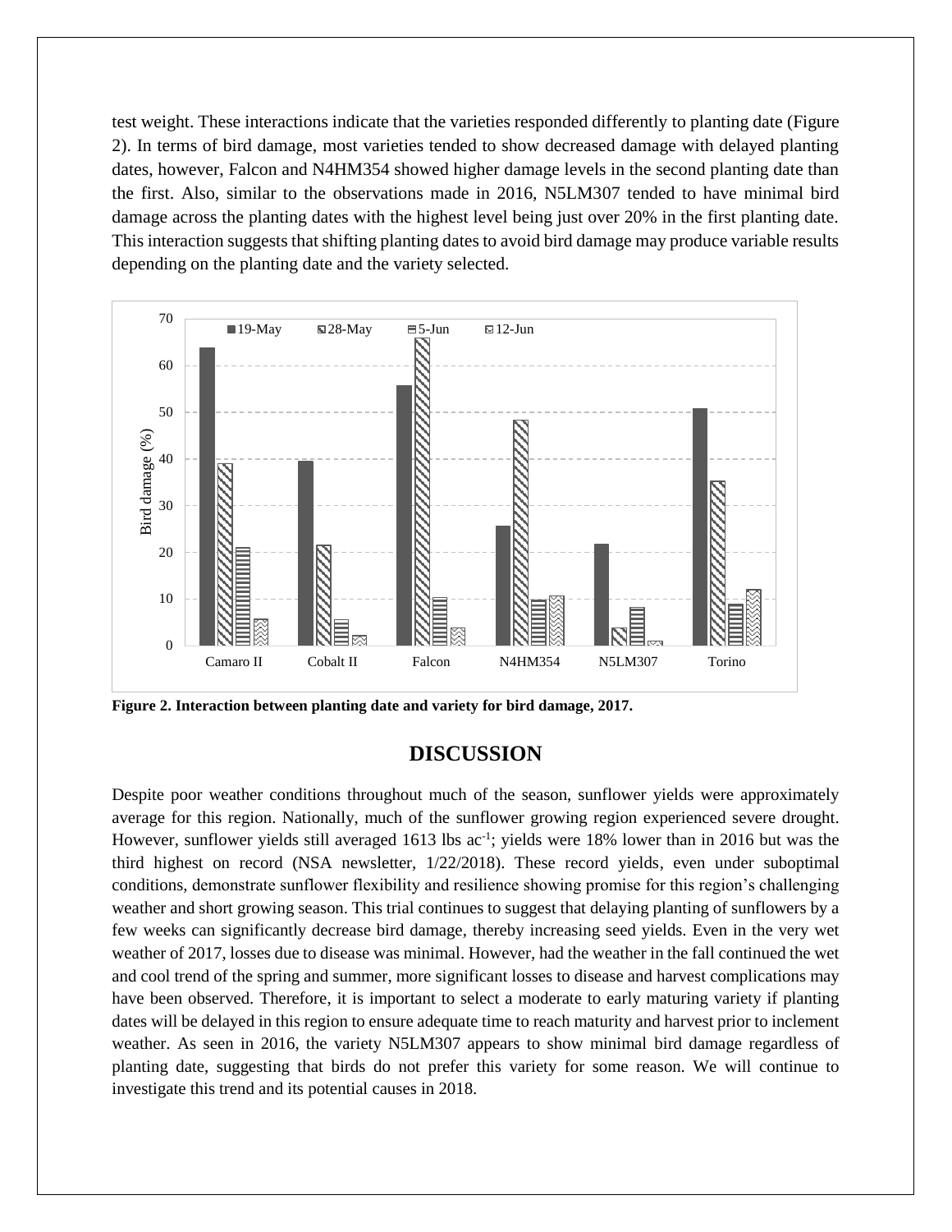test weight. These interactions indicate that the varieties responded differently to planting date (Figure 2). In terms of bird damage, most varieties tended to show decreased damage with delayed planting dates, however, Falcon and N4HM354 showed higher damage levels in the second planting date than the first. Also, similar to the observations made in 2016, N5LM307 tended to have minimal bird damage across the planting dates with the highest level being just over 20% in the first planting date. This interaction suggests that shifting planting dates to avoid bird damage may produce variable results depending on the planting date and the variety selected.

**Figure 2. Interaction between planting date and variety for bird damage, 2017.**

## DISCUSSION

Despite poor weather conditions throughout much of the season, sunflower yields were approximately average for this region. Nationally, much of the sunflower growing region experienced severe drought. However, sunflower yields still averaged 1613 lbs $ac^{-1}$; yields were 18% lower than in 2016 but was the third highest on record (NSA newsletter, 1/22/2018). These record yields, even under suboptimal conditions, demonstrate sunflower flexibility and resilience showing promise for this region's challenging weather and short growing season. This trial continues to suggest that delaying planting of sunflowers by a few weeks can significantly decrease bird damage, thereby increasing seed yields. Even in the very wet weather of 2017, losses due to disease was minimal. However, had the weather in the fall continued the wet and cool trend of the spring and summer, more significant losses to disease and harvest complications may have been observed. Therefore, it is important to select a moderate to early maturing variety if planting dates will be delayed in this region to ensure adequate time to reach maturity and harvest prior to inclement weather. As seen in 2016, the variety N5LM307 appears to show minimal bird damage regardless of planting date, suggesting that birds do not prefer this variety for some reason. We will continue to investigate this trend and its potential causes in 2018.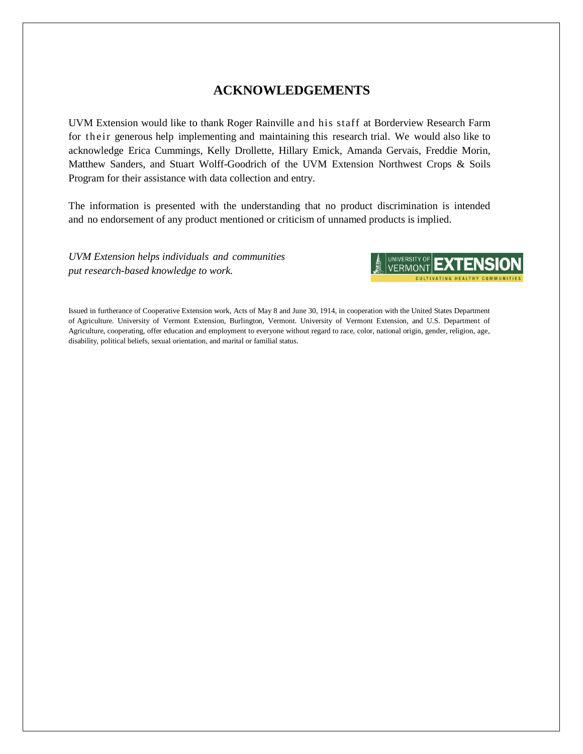## ACKNOWLEDGEMENTS

UVM Extension would like to thank Roger Rainville and his staff at Borderview Research Farm for their generous help implementing and maintaining this research trial. We would also like to acknowledge Erica Cummings, Kelly Drollette, Hillary Emick, Amanda Gervais, Freddie Morin, Matthew Sanders, and Stuart Wolff-Goodrich of the UVM Extension Northwest Crops & Soils Program for their assistance with data collection and entry.

The information is presented with the understanding that no product discrimination is intended and no endorsement of any product mentioned or criticism of unnamed products is implied.

*UVM Extension helps individuals and communities put research-based knowledge to work.*

UNIVERSITY OF VERMONT EXTENSION
CULTIVATING HEALTHY COMMUNITIES

Issued in furtherance of Cooperative Extension work, Acts of May 8 and June 30, 1914, in cooperation with the United States Department of Agriculture. University of Vermont Extension, Burlington, Vermont. University of Vermont Extension, and U.S. Department of Agriculture, cooperating, offer education and employment to everyone without regard to race, color, national origin, gender, religion, age, disability, political beliefs, sexual orientation, and marital or familial status.